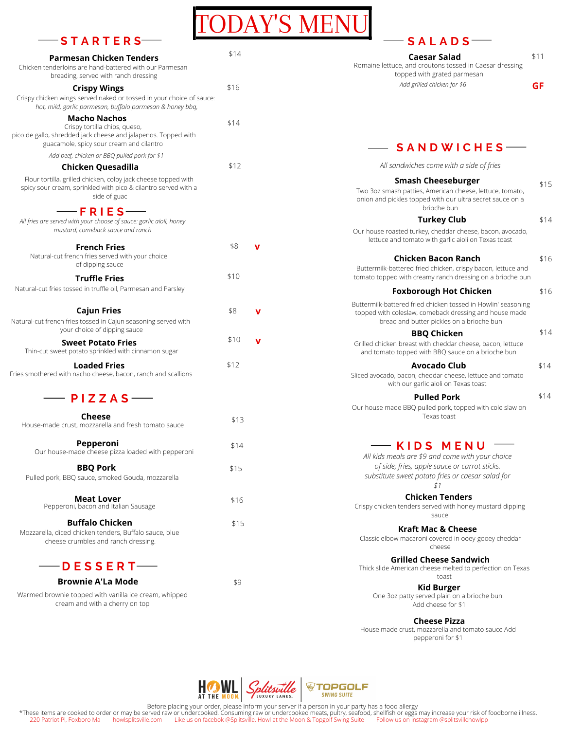# TODAY'S MENU

## STARTERS

**Parmesan Chicken Tenders** — $14
Chicken tenderloins are hand-battered with our Parmesan breading, served with ranch dressing

**Crispy Wings** — $16
Crispy chicken wings served naked or tossed in your choice of sauce: *hot, mild, garlic parmesan, buffalo parmesan & honey bbq,*

**Macho Nachos** — $14
Crispy tortilla chips, queso, pico de gallo, shredded jack cheese and jalapenos. Topped with guacamole, spicy sour cream and cilantro
*Add beef, chicken or BBQ pulled pork for $1*

**Chicken Quesadilla** — $12
Flour tortilla, grilled chicken, colby jack cheese topped with spicy sour cream, sprinkled with pico & cilantro served with a side of guac

## FRIES

*All fries are served with your choice of sauce: garlic aioli, honey mustard, comeback sauce and ranch*

**French Fries** — $8 **V**
Natural-cut french fries served with your choice of dipping sauce

**Truffle Fries** — $10
Natural-cut fries tossed in truffle oil, Parmesan and Parsley

**Cajun Fries** — $8 **V**
Natural-cut french fries tossed in Cajun seasoning served with your choice of dipping sauce

**Sweet Potato Fries** — $10 **V**
Thin-cut sweet potato sprinkled with cinnamon sugar

**Loaded Fries** — $12
Fries smothered with nacho cheese, bacon, ranch and scallions

## PIZZAS

**Cheese** — $13
House-made crust, mozzarella and fresh tomato sauce

**Pepperoni** — $14
Our house-made cheese pizza loaded with pepperoni

**BBQ Pork** — $15
Pulled pork, BBQ sauce, smoked Gouda, mozzarella

**Meat Lover** — $16
Pepperoni, bacon and Italian Sausage

**Buffalo Chicken** — $15
Mozzarella, diced chicken tenders, Buffalo sauce, blue cheese crumbles and ranch dressing.

## DESSERT

**Brownie A'La Mode** — $9
Warmed brownie topped with vanilla ice cream, whipped cream and with a cherry on top

## SALADS

**Caesar Salad** — $11 **GF**
Romaine lettuce, and croutons tossed in Caesar dressing topped with grated parmesan
*Add grilled chicken for $6*

## SANDWICHES

*All sandwiches come with a side of fries*

**Smash Cheeseburger** — $15
Two 3oz smash patties, American cheese, lettuce, tomato, onion and pickles topped with our ultra secret sauce on a brioche bun

**Turkey Club** — $14
Our house roasted turkey, cheddar cheese, bacon, avocado, lettuce and tomato with garlic aioli on Texas toast

**Chicken Bacon Ranch** — $16
Buttermilk-battered fried chicken, crispy bacon, lettuce and tomato topped with creamy ranch dressing on a brioche bun

**Foxborough Hot Chicken** — $16
Buttermilk-battered fried chicken tossed in Howlin' seasoning topped with coleslaw, comeback dressing and house made bread and butter pickles on a brioche bun

**BBQ Chicken** — $14
Grilled chicken breast with cheddar cheese, bacon, lettuce and tomato topped with BBQ sauce on a brioche bun

**Avocado Club** — $14
Sliced avocado, bacon, cheddar cheese, lettuce and tomato with our garlic aioli on Texas toast

**Pulled Pork** — $14
Our house made BBQ pulled pork, topped with cole slaw on Texas toast

## KIDS MENU

*All kids meals are $9 and come with your choice of side; fries, apple sauce or carrot sticks. substitute sweet potato fries or caesar salad for $1*

**Chicken Tenders**
Crispy chicken tenders served with honey mustard dipping sauce

**Kraft Mac & Cheese**
Classic elbow macaroni covered in ooey-gooey cheddar cheese

**Grilled Cheese Sandwich**
Thick slide American cheese melted to perfection on Texas toast

**Kid Burger**
One 3oz patty served plain on a brioche bun!
Add cheese for $1

**Cheese Pizza**
House made crust, mozzarella and tomato sauce Add pepperoni for $1

HOWL AT THE MOON | Splitsville LUXURY LANES | TOPGOLF SWING SUITE

Before placing your order, please inform your server if a person in your party has a food allergy
*These items are cooked to order or may be served raw or undercooked. Consuming raw or undercooked meats, pultry, seafood, shellfish or eggs may increase your risk of foodborne illness.
220 Patriot Pl, Foxboro Ma    howlsplitsville.com    Like us on facebook @Splitsville, Howl at the Moon & Topgolf Swing Suite    Follow us on instagram @splitsvillehowlpp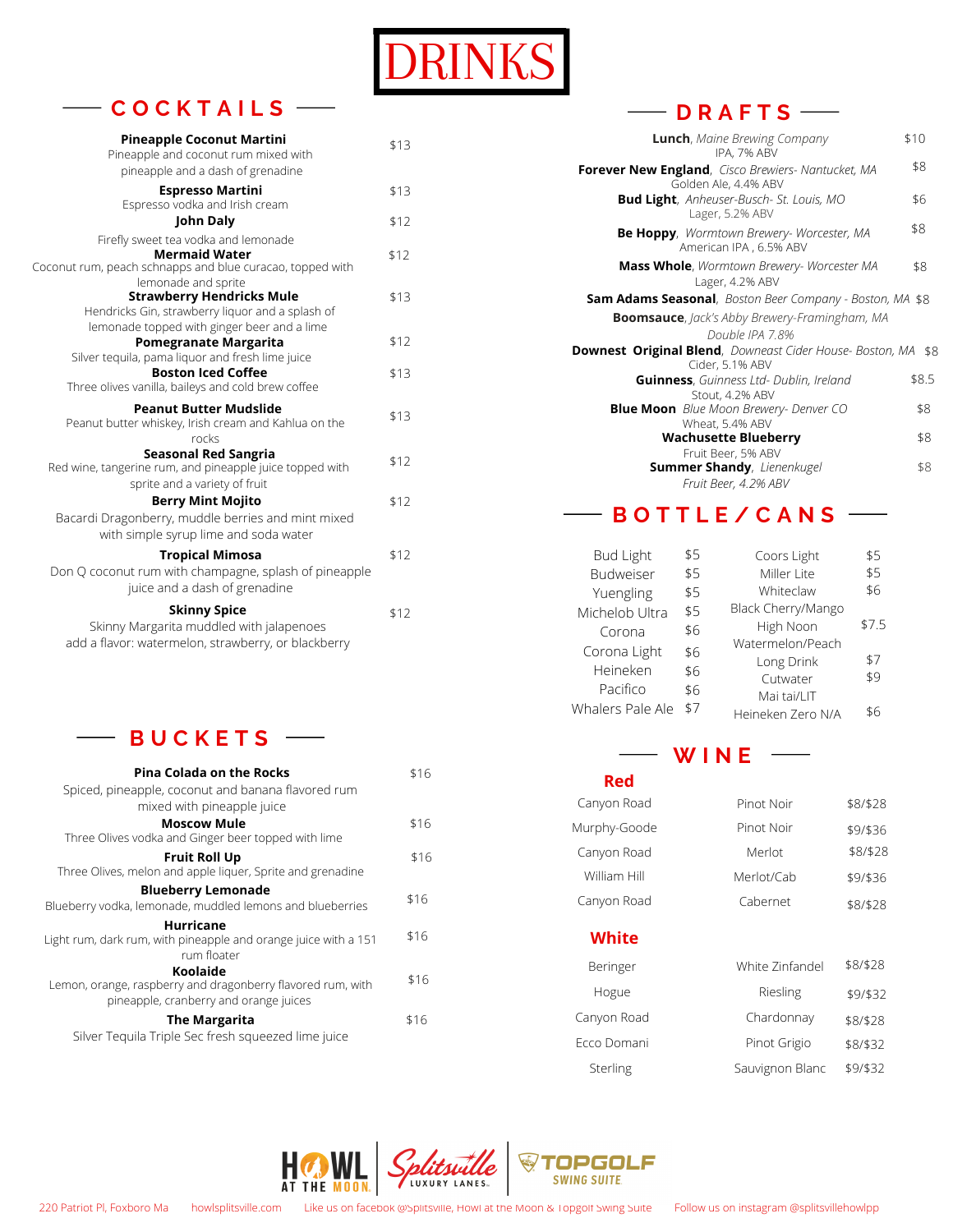# DRINKS

## COCKTAILS

**Pineapple Coconut Martini** — $13
Pineapple and coconut rum mixed with pineapple and a dash of grenadine

**Espresso Martini** — $13
Espresso vodka and Irish cream

**John Daly** — $12
Firefly sweet tea vodka and lemonade

**Mermaid Water** — $12
Coconut rum, peach schnapps and blue curacao, topped with lemonade and sprite

**Strawberry Hendricks Mule** — $13
Hendricks Gin, strawberry liquor and a splash of lemonade topped with ginger beer and a lime

**Pomegranate Margarita** — $12
Silver tequila, pama liquor and fresh lime juice

**Boston Iced Coffee** — $13
Three olives vanilla, baileys and cold brew coffee

**Peanut Butter Mudslide** — $13
Peanut butter whiskey, Irish cream and Kahlua on the rocks

**Seasonal Red Sangria** — $12
Red wine, tangerine rum, and pineapple juice topped with sprite and a variety of fruit

**Berry Mint Mojito** — $12
Bacardi Dragonberry, muddle berries and mint mixed with simple syrup lime and soda water

**Tropical Mimosa** — $12
Don Q coconut rum with champagne, splash of pineapple juice and a dash of grenadine

**Skinny Spice** — $12
Skinny Margarita muddled with jalapenoes
add a flavor: watermelon, strawberry, or blackberry

## BUCKETS

**Pina Colada on the Rocks** — $16
Spiced, pineapple, coconut and banana flavored rum mixed with pineapple juice

**Moscow Mule** — $16
Three Olives vodka and Ginger beer topped with lime

**Fruit Roll Up** — $16
Three Olives, melon and apple liquer, Sprite and grenadine

**Blueberry Lemonade** — $16
Blueberry vodka, lemonade, muddled lemons and blueberries

**Hurricane** — $16
Light rum, dark rum, with pineapple and orange juice with a 151 rum floater

**Koolaide** — $16
Lemon, orange, raspberry and dragonberry flavored rum, with pineapple, cranberry and orange juices

**The Margarita** — $16
Silver Tequila Triple Sec fresh squeezed lime juice

## DRAFTS

**Lunch**, *Maine Brewing Company* — $10
IPA, 7% ABV

**Forever New England**, *Cisco Brewers- Nantucket, MA* — $8
Golden Ale, 4.4% ABV

**Bud Light**, *Anheuser-Busch- St. Louis, MO* — $6
Lager, 5.2% ABV

**Be Hoppy**, *Wormtown Brewery- Worcester, MA* — $8
American IPA , 6.5% ABV

**Mass Whole**, *Wormtown Brewery- Worcester MA* — $8
Lager, 4.2% ABV

**Sam Adams Seasonal**, *Boston Beer Company - Boston, MA* — $8

**Boomsauce**, *Jack's Abby Brewery-Framingham, MA*
*Double IPA 7.8%*

**Downest Original Blend**, *Downeast Cider House- Boston, MA* — $8
Cider, 5.1% ABV

**Guinness**, *Guinness Ltd- Dublin, Ireland* — $8.5
Stout, 4.2% ABV

**Blue Moon** *Blue Moon Brewery- Denver CO* — $8
Wheat, 5.4% ABV

**Wachusette Blueberry** — $8
Fruit Beer, 5% ABV

**Summer Shandy**, *Lienenkugel* — $8
*Fruit Beer, 4.2% ABV*

## BOTTLE/CANS

| | | | |
|---|---|---|---|
| Bud Light | $5 | Coors Light | $5 |
| Budweiser | $5 | Miller Lite | $5 |
| Yuengling | $5 | Whiteclaw | $6 |
| Michelob Ultra | $5 | Black Cherry/Mango High Noon Watermelon/Peach | $7.5 |
| Corona | $6 | Long Drink | $7 |
| Corona Light | $6 | Cutwater Mai tai/LIT | $9 |
| Heineken | $6 | Heineken Zero N/A | $6 |
| Pacifico | $6 | | |
| Whalers Pale Ale | $7 | | |

## WINE

### Red

| | | |
|---|---|---|
| Canyon Road | Pinot Noir | $8/$28 |
| Murphy-Goode | Pinot Noir | $9/$36 |
| Canyon Road | Merlot | $8/$28 |
| William Hill | Merlot/Cab | $9/$36 |
| Canyon Road | Cabernet | $8/$28 |

### White

| | | |
|---|---|---|
| Beringer | White Zinfandel | $8/$28 |
| Hogue | Riesling | $9/$32 |
| Canyon Road | Chardonnay | $8/$28 |
| Ecco Domani | Pinot Grigio | $8/$32 |
| Sterling | Sauvignon Blanc | $9/$32 |

HOWL AT THE MOON | Splitsville LUXURY LANES | TOPGOLF SWING SUITE

220 Patriot Pl, Foxboro Ma   howlsplitsville.com   Like us on facebok @Splitsville, Howl at the Moon & Topgolf Swing Suite   Follow us on instagram @splitsvillehowlpp